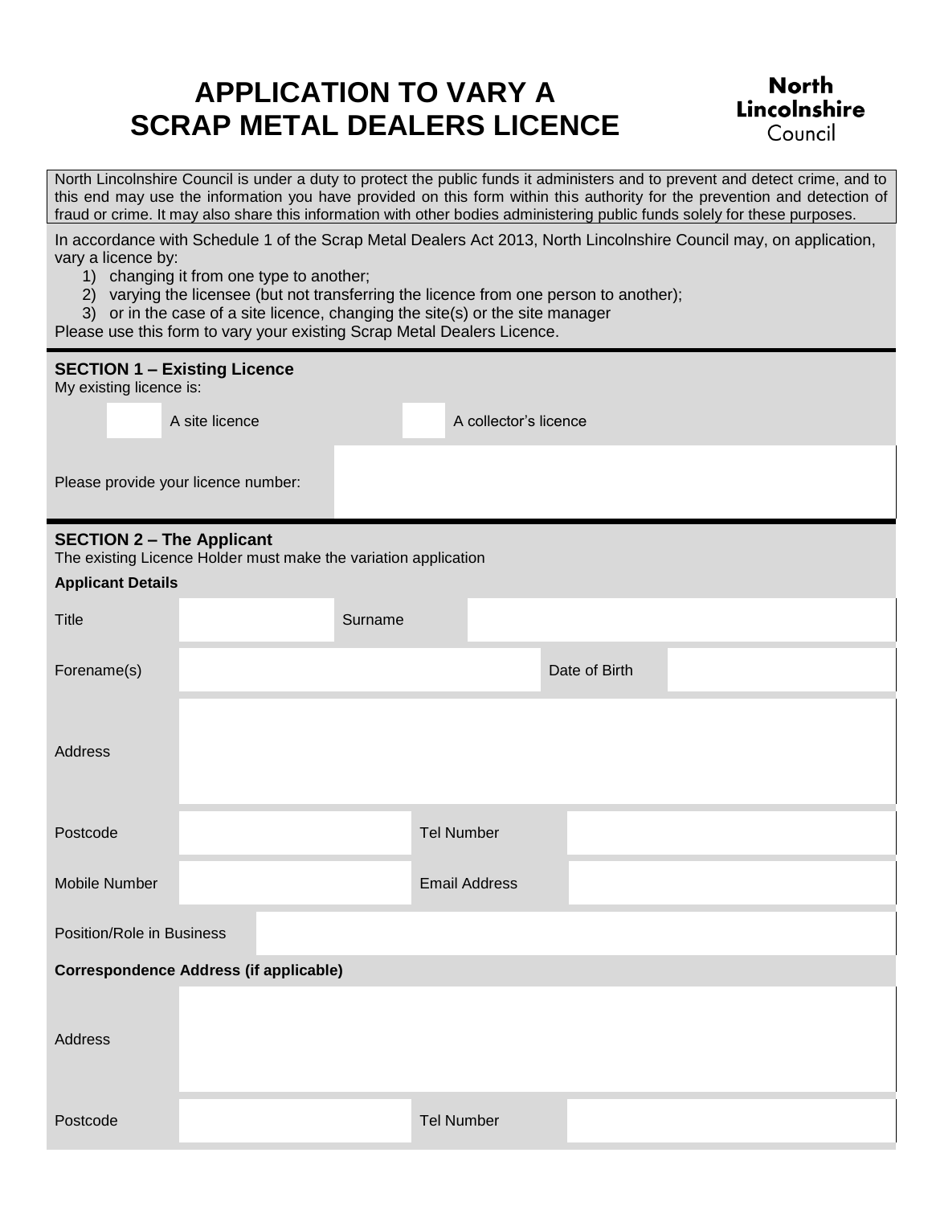# APPLICATION TO VARY A SCRAP METAL DEALERS LICENCE

**North Lincolnshire Council**

North Lincolnshire Council is under a duty to protect the public funds it administers and to prevent and detect crime, and to this end may use the information you have provided on this form within this authority for the prevention and detection of fraud or crime. It may also share this information with other bodies administering public funds solely for these purposes.

In accordance with Schedule 1 of the Scrap Metal Dealers Act 2013, North Lincolnshire Council may, on application, vary a licence by:

1) changing it from one type to another;
2) varying the licensee (but not transferring the licence from one person to another);
3) or in the case of a site licence, changing the site(s) or the site manager

Please use this form to vary your existing Scrap Metal Dealers Licence.

## SECTION 1 – Existing Licence

My existing licence is:

| | | | |
|---|---|---|---|
| ☐ | A site licence | ☐ | A collector's licence |

| | |
|---|---|
| Please provide your licence number: | |

## SECTION 2 – The Applicant

The existing Licence Holder must make the variation application

**Applicant Details**

| | | | |
|---|---|---|---|
| Title | | Surname | |
| Forename(s) | | Date of Birth | |
| Address | | | |
| Postcode | | Tel Number | |
| Mobile Number | | Email Address | |
| Position/Role in Business | | | |

**Correspondence Address (if applicable)**

| | | | |
|---|---|---|---|
| Address | | | |
| Postcode | | Tel Number | |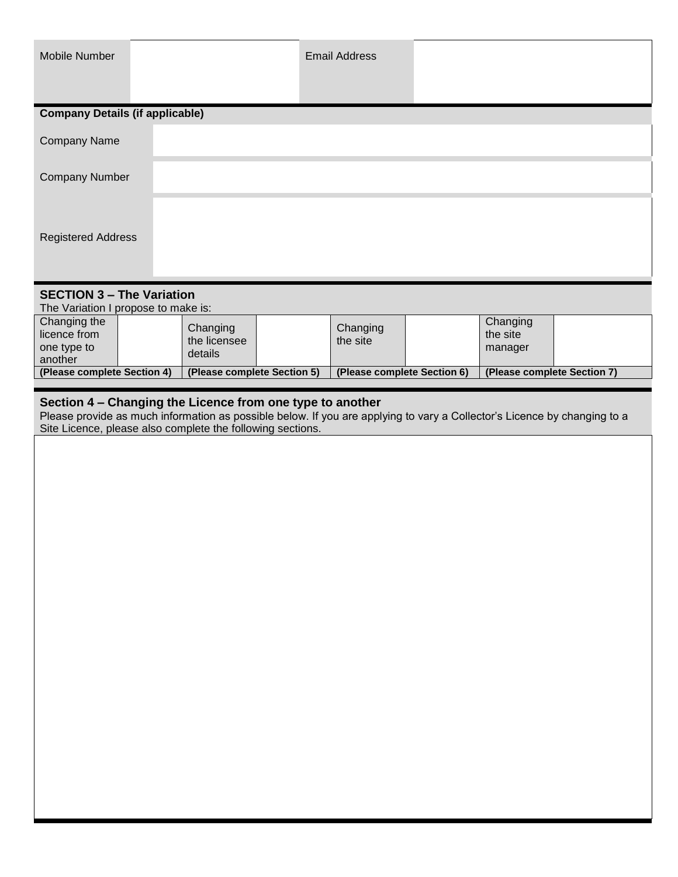| Mobile Number | | Email Address | |
|---|---|---|---|

**Company Details (if applicable)**

| Company Name | |
|---|---|
| Company Number | |
| Registered Address | |

## SECTION 3 – The Variation

The Variation I propose to make is:

| Changing the licence from one type to another | | Changing the licensee details | | Changing the site | | Changing the site manager | |
|---|---|---|---|---|---|---|---|
| **(Please complete Section 4)** | | **(Please complete Section 5)** | | **(Please complete Section 6)** | | **(Please complete Section 7)** | |

## Section 4 – Changing the Licence from one type to another

Please provide as much information as possible below. If you are applying to vary a Collector's Licence by changing to a Site Licence, please also complete the following sections.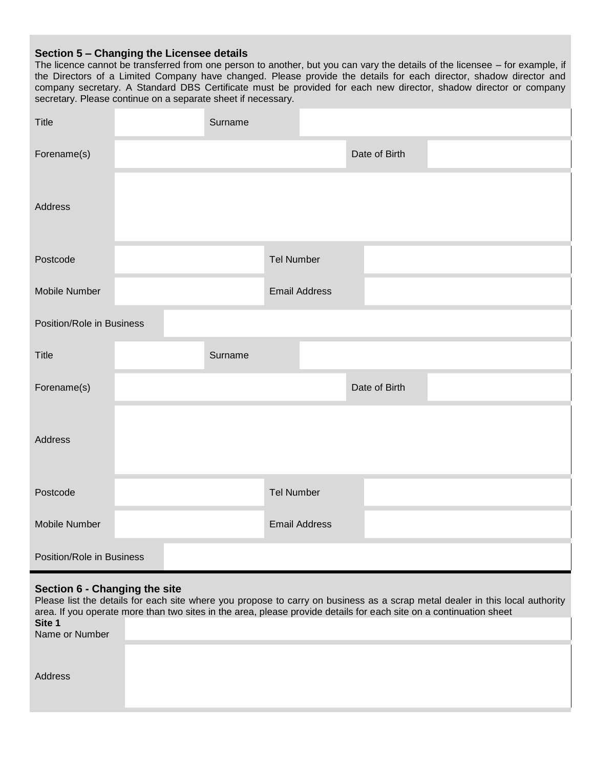## Section 5 – Changing the Licensee details

The licence cannot be transferred from one person to another, but you can vary the details of the licensee – for example, if the Directors of a Limited Company have changed. Please provide the details for each director, shadow director and company secretary. A Standard DBS Certificate must be provided for each new director, shadow director or company secretary. Please continue on a separate sheet if necessary.

| | | | |
|---|---|---|---|
| Title | | Surname | |
| Forename(s) | | Date of Birth | |
| Address | | | |
| Postcode | | Tel Number | |
| Mobile Number | | Email Address | |
| Position/Role in Business | | | |

| | | | |
|---|---|---|---|
| Title | | Surname | |
| Forename(s) | | Date of Birth | |
| Address | | | |
| Postcode | | Tel Number | |
| Mobile Number | | Email Address | |
| Position/Role in Business | | | |

## Section 6 - Changing the site

Please list the details for each site where you propose to carry on business as a scrap metal dealer in this local authority area. If you operate more than two sites in the area, please provide details for each site on a continuation sheet

| | |
|---|---|
| **Site 1** Name or Number | |
| Address | |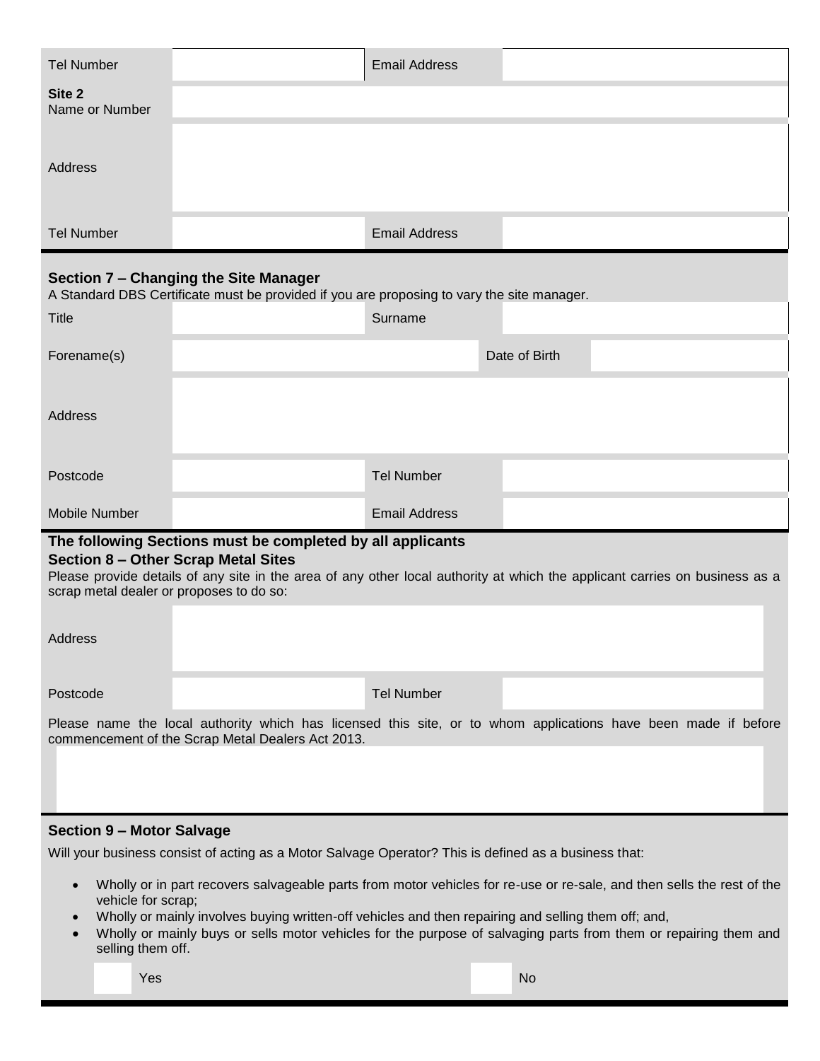| | | | |
|---|---|---|---|
| Tel Number | | Email Address | |
| **Site 2** Name or Number | | | |
| Address | | | |
| Tel Number | | Email Address | |

### Section 7 – Changing the Site Manager

A Standard DBS Certificate must be provided if you are proposing to vary the site manager.

| | | | |
|---|---|---|---|
| Title | | Surname | |
| Forename(s) | | Date of Birth | |
| Address | | | |
| Postcode | | Tel Number | |
| Mobile Number | | Email Address | |

### The following Sections must be completed by all applicants

### Section 8 – Other Scrap Metal Sites

Please provide details of any site in the area of any other local authority at which the applicant carries on business as a scrap metal dealer or proposes to do so:

| | | | |
|---|---|---|---|
| Address | | | |
| Postcode | | Tel Number | |

Please name the local authority which has licensed this site, or to whom applications have been made if before commencement of the Scrap Metal Dealers Act 2013.

### Section 9 – Motor Salvage

Will your business consist of acting as a Motor Salvage Operator? This is defined as a business that:

- Wholly or in part recovers salvageable parts from motor vehicles for re-use or re-sale, and then sells the rest of the vehicle for scrap;
- Wholly or mainly involves buying written-off vehicles and then repairing and selling them off; and,
- Wholly or mainly buys or sells motor vehicles for the purpose of salvaging parts from them or repairing them and selling them off.

☐ Yes ☐ No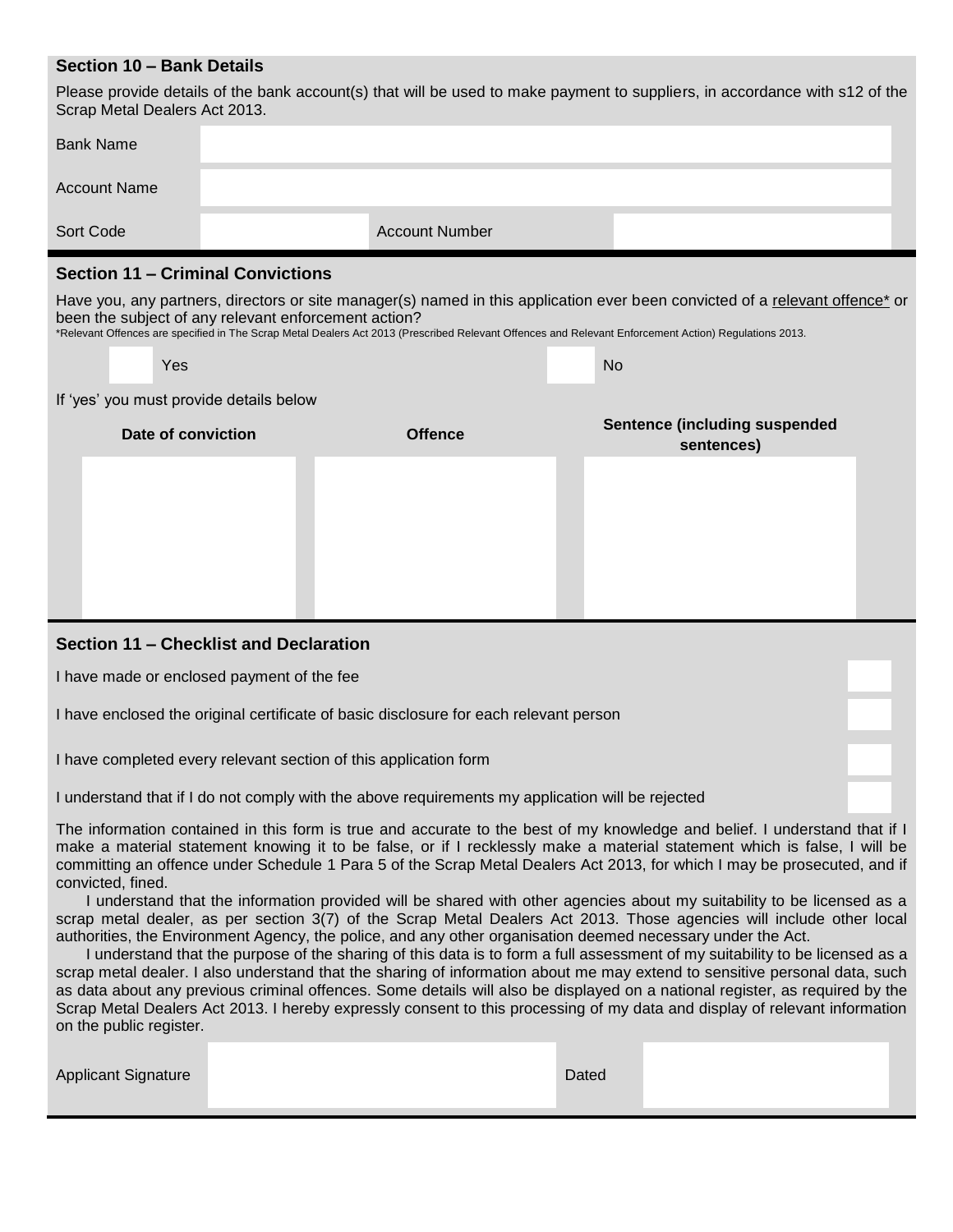## Section 10 – Bank Details

Please provide details of the bank account(s) that will be used to make payment to suppliers, in accordance with s12 of the Scrap Metal Dealers Act 2013.

| | | | |
|---|---|---|---|
| Bank Name | | | |
| Account Name | | | |
| Sort Code | | Account Number | |

## Section 11 – Criminal Convictions

Have you, any partners, directors or site manager(s) named in this application ever been convicted of a relevant offence* or been the subject of any relevant enforcement action?

*Relevant Offences are specified in The Scrap Metal Dealers Act 2013 (Prescribed Relevant Offences and Relevant Enforcement Action) Regulations 2013.

☐ Yes ☐ No

If 'yes' you must provide details below

| Date of conviction | Offence | Sentence (including suspended sentences) |
|---|---|---|
| | | |

## Section 11 – Checklist and Declaration

| | |
|---|---|
| I have made or enclosed payment of the fee | ☐ |
| I have enclosed the original certificate of basic disclosure for each relevant person | ☐ |
| I have completed every relevant section of this application form | ☐ |
| I understand that if I do not comply with the above requirements my application will be rejected | ☐ |

The information contained in this form is true and accurate to the best of my knowledge and belief. I understand that if I make a material statement knowing it to be false, or if I recklessly make a material statement which is false, I will be committing an offence under Schedule 1 Para 5 of the Scrap Metal Dealers Act 2013, for which I may be prosecuted, and if convicted, fined.

I understand that the information provided will be shared with other agencies about my suitability to be licensed as a scrap metal dealer, as per section 3(7) of the Scrap Metal Dealers Act 2013. Those agencies will include other local authorities, the Environment Agency, the police, and any other organisation deemed necessary under the Act.

I understand that the purpose of the sharing of this data is to form a full assessment of my suitability to be licensed as a scrap metal dealer. I also understand that the sharing of information about me may extend to sensitive personal data, such as data about any previous criminal offences. Some details will also be displayed on a national register, as required by the Scrap Metal Dealers Act 2013. I hereby expressly consent to this processing of my data and display of relevant information on the public register.

| | | | |
|---|---|---|---|
| Applicant Signature | | Dated | |